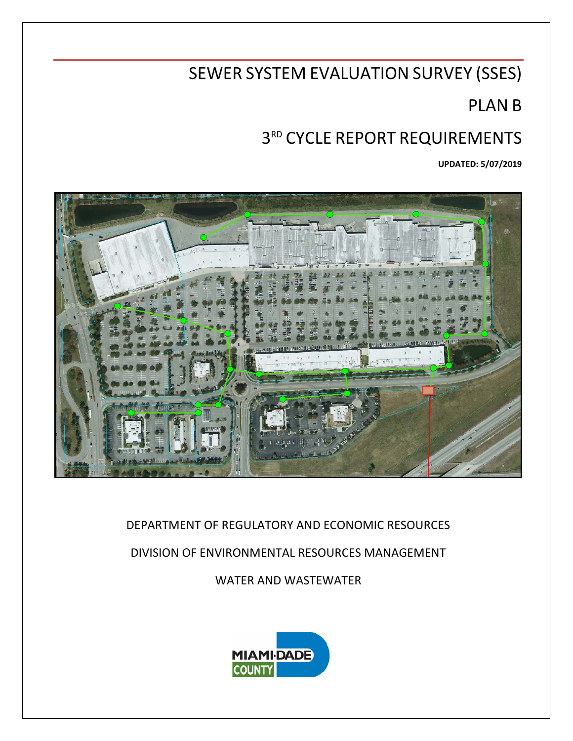# SEWER SYSTEM EVALUATION SURVEY (SSES)

# PLAN B

# 3RD CYCLE REPORT REQUIREMENTS

**UPDATED: 5/07/2019**

DEPARTMENT OF REGULATORY AND ECONOMIC RESOURCES

DIVISION OF ENVIRONMENTAL RESOURCES MANAGEMENT

WATER AND WASTEWATER

MIAMI-DADE COUNTY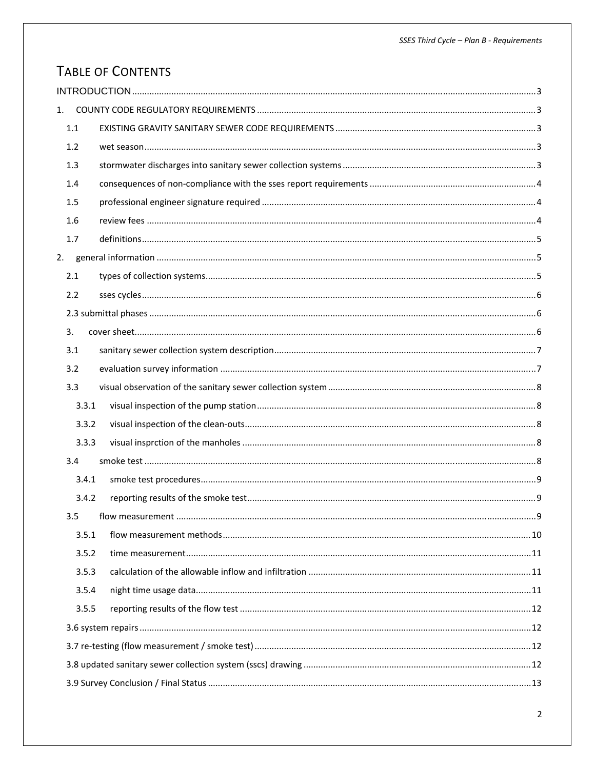# TABLE OF CONTENTS

INTRODUCTION .......... 3

1. COUNTY CODE REGULATORY REQUIREMENTS .......... 3
   - 1.1 EXISTING GRAVITY SANITARY SEWER CODE REQUIREMENTS .......... 3
   - 1.2 wet season .......... 3
   - 1.3 stormwater discharges into sanitary sewer collection systems .......... 3
   - 1.4 consequences of non-compliance with the sses report requirements .......... 4
   - 1.5 professional engineer signature required .......... 4
   - 1.6 review fees .......... 4
   - 1.7 definitions .......... 5
2. general information .......... 5
   - 2.1 types of collection systems .......... 5
   - 2.2 sses cycles .......... 6
   - 2.3 submittal phases .......... 6
3. cover sheet .......... 6
   - 3.1 sanitary sewer collection system description .......... 7
   - 3.2 evaluation survey information .......... 7
   - 3.3 visual observation of the sanitary sewer collection system .......... 8
     - 3.3.1 visual inspection of the pump station .......... 8
     - 3.3.2 visual inspection of the clean-outs .......... 8
     - 3.3.3 visual insprction of the manholes .......... 8
   - 3.4 smoke test .......... 8
     - 3.4.1 smoke test procedures .......... 9
     - 3.4.2 reporting results of the smoke test .......... 9
   - 3.5 flow measurement .......... 9
     - 3.5.1 flow measurement methods .......... 10
     - 3.5.2 time measurement .......... 11
     - 3.5.3 calculation of the allowable inflow and infiltration .......... 11
     - 3.5.4 night time usage data .......... 11
     - 3.5.5 reporting results of the flow test .......... 12
   - 3.6 system repairs .......... 12
   - 3.7 re-testing (flow measurement / smoke test) .......... 12
   - 3.8 updated sanitary sewer collection system (sscs) drawing .......... 12
   - 3.9 Survey Conclusion / Final Status .......... 13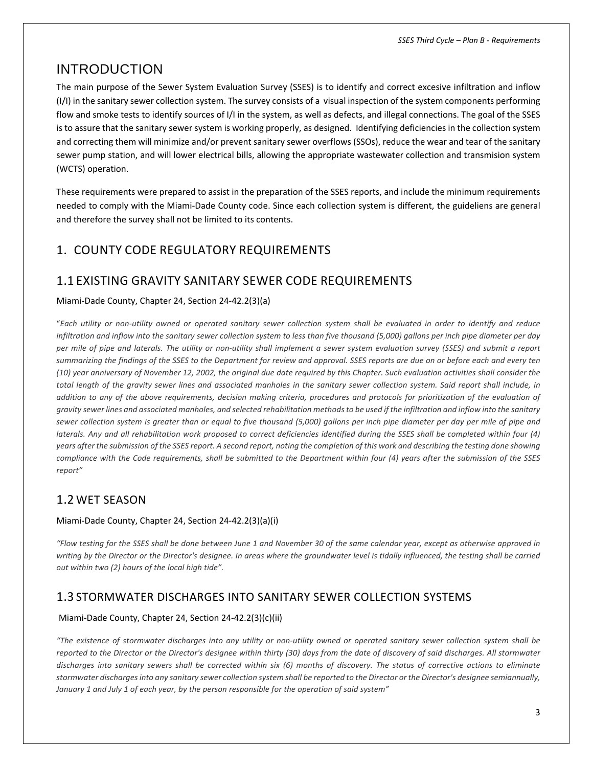# INTRODUCTION

The main purpose of the Sewer System Evaluation Survey (SSES) is to identify and correct excesive infiltration and inflow (I/I) in the sanitary sewer collection system. The survey consists of a visual inspection of the system components performing flow and smoke tests to identify sources of I/I in the system, as well as defects, and illegal connections. The goal of the SSES is to assure that the sanitary sewer system is working properly, as designed. Identifying deficiencies in the collection system and correcting them will minimize and/or prevent sanitary sewer overflows (SSOs), reduce the wear and tear of the sanitary sewer pump station, and will lower electrical bills, allowing the appropriate wastewater collection and transmision system (WCTS) operation.

These requirements were prepared to assist in the preparation of the SSES reports, and include the minimum requirements needed to comply with the Miami-Dade County code. Since each collection system is different, the guideliens are general and therefore the survey shall not be limited to its contents.

# 1. COUNTY CODE REGULATORY REQUIREMENTS

## 1.1 EXISTING GRAVITY SANITARY SEWER CODE REQUIREMENTS

Miami-Dade County, Chapter 24, Section 24-42.2(3)(a)

"*Each utility or non-utility owned or operated sanitary sewer collection system shall be evaluated in order to identify and reduce infiltration and inflow into the sanitary sewer collection system to less than five thousand (5,000) gallons per inch pipe diameter per day per mile of pipe and laterals. The utility or non-utility shall implement a sewer system evaluation survey (SSES) and submit a report summarizing the findings of the SSES to the Department for review and approval. SSES reports are due on or before each and every ten (10) year anniversary of November 12, 2002, the original due date required by this Chapter. Such evaluation activities shall consider the total length of the gravity sewer lines and associated manholes in the sanitary sewer collection system. Said report shall include, in addition to any of the above requirements, decision making criteria, procedures and protocols for prioritization of the evaluation of gravity sewer lines and associated manholes, and selected rehabilitation methods to be used if the infiltration and inflow into the sanitary sewer collection system is greater than or equal to five thousand (5,000) gallons per inch pipe diameter per day per mile of pipe and laterals. Any and all rehabilitation work proposed to correct deficiencies identified during the SSES shall be completed within four (4) years after the submission of the SSES report. A second report, noting the completion of this work and describing the testing done showing compliance with the Code requirements, shall be submitted to the Department within four (4) years after the submission of the SSES report*"

## 1.2 WET SEASON

Miami-Dade County, Chapter 24, Section 24-42.2(3)(a)(i)

*"Flow testing for the SSES shall be done between June 1 and November 30 of the same calendar year, except as otherwise approved in writing by the Director or the Director's designee. In areas where the groundwater level is tidally influenced, the testing shall be carried out within two (2) hours of the local high tide".*

## 1.3 STORMWATER DISCHARGES INTO SANITARY SEWER COLLECTION SYSTEMS

Miami-Dade County, Chapter 24, Section 24-42.2(3)(c)(ii)

*"The existence of stormwater discharges into any utility or non-utility owned or operated sanitary sewer collection system shall be reported to the Director or the Director's designee within thirty (30) days from the date of discovery of said discharges. All stormwater discharges into sanitary sewers shall be corrected within six (6) months of discovery. The status of corrective actions to eliminate stormwater discharges into any sanitary sewer collection system shall be reported to the Director or the Director's designee semiannually, January 1 and July 1 of each year, by the person responsible for the operation of said system"*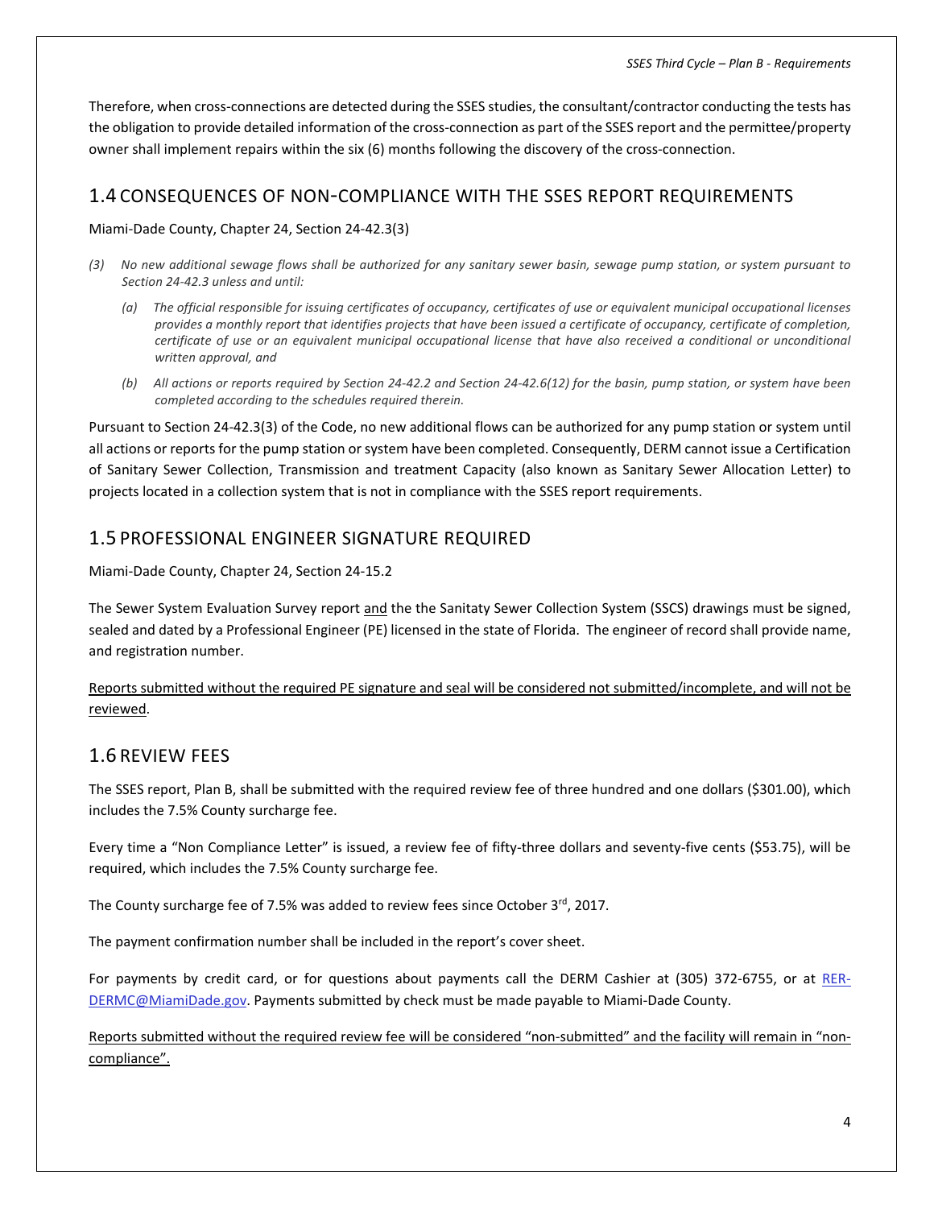Therefore, when cross-connections are detected during the SSES studies, the consultant/contractor conducting the tests has the obligation to provide detailed information of the cross-connection as part of the SSES report and the permittee/property owner shall implement repairs within the six (6) months following the discovery of the cross-connection.

## 1.4 CONSEQUENCES OF NON-COMPLIANCE WITH THE SSES REPORT REQUIREMENTS

Miami-Dade County, Chapter 24, Section 24-42.3(3)

*(3) No new additional sewage flows shall be authorized for any sanitary sewer basin, sewage pump station, or system pursuant to Section 24-42.3 unless and until:*

*(a) The official responsible for issuing certificates of occupancy, certificates of use or equivalent municipal occupational licenses provides a monthly report that identifies projects that have been issued a certificate of occupancy, certificate of completion, certificate of use or an equivalent municipal occupational license that have also received a conditional or unconditional written approval, and*

*(b) All actions or reports required by Section 24-42.2 and Section 24-42.6(12) for the basin, pump station, or system have been completed according to the schedules required therein.*

Pursuant to Section 24-42.3(3) of the Code, no new additional flows can be authorized for any pump station or system until all actions or reports for the pump station or system have been completed. Consequently, DERM cannot issue a Certification of Sanitary Sewer Collection, Transmission and treatment Capacity (also known as Sanitary Sewer Allocation Letter) to projects located in a collection system that is not in compliance with the SSES report requirements.

## 1.5 PROFESSIONAL ENGINEER SIGNATURE REQUIRED

Miami-Dade County, Chapter 24, Section 24-15.2

The Sewer System Evaluation Survey report <u>and</u> the the Sanitaty Sewer Collection System (SSCS) drawings must be signed, sealed and dated by a Professional Engineer (PE) licensed in the state of Florida. The engineer of record shall provide name, and registration number.

<u>Reports submitted without the required PE signature and seal will be considered not submitted/incomplete, and will not be reviewed</u>.

## 1.6 REVIEW FEES

The SSES report, Plan B, shall be submitted with the required review fee of three hundred and one dollars ($301.00), which includes the 7.5% County surcharge fee.

Every time a "Non Compliance Letter" is issued, a review fee of fifty-three dollars and seventy-five cents ($53.75), will be required, which includes the 7.5% County surcharge fee.

The County surcharge fee of 7.5% was added to review fees since October 3rd, 2017.

The payment confirmation number shall be included in the report's cover sheet.

For payments by credit card, or for questions about payments call the DERM Cashier at (305) 372-6755, or at RER-DERMC@MiamiDade.gov. Payments submitted by check must be made payable to Miami-Dade County.

<u>Reports submitted without the required review fee will be considered "non-submitted" and the facility will remain in "non-compliance".</u>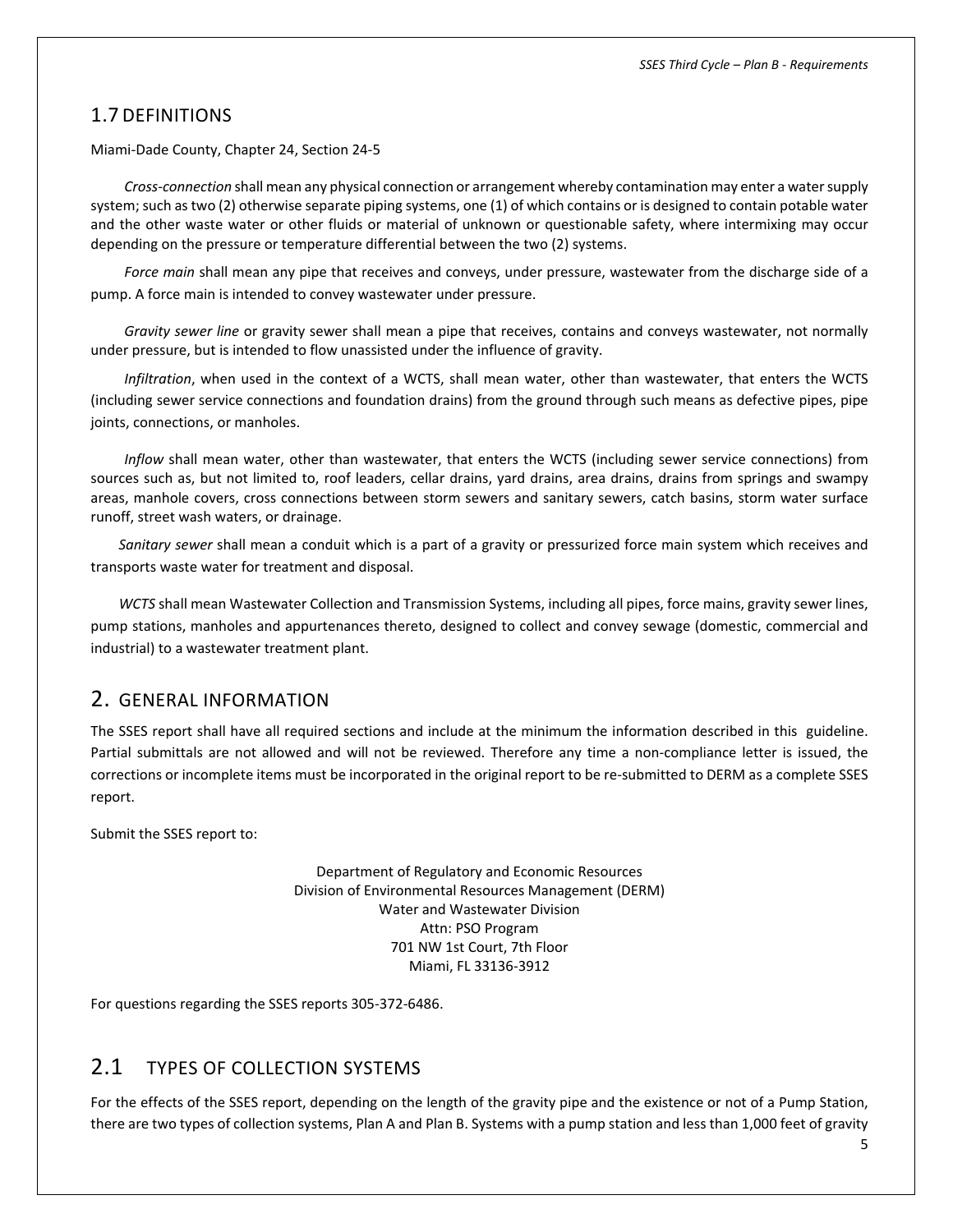## 1.7 DEFINITIONS

Miami-Dade County, Chapter 24, Section 24-5

*Cross-connection* shall mean any physical connection or arrangement whereby contamination may enter a water supply system; such as two (2) otherwise separate piping systems, one (1) of which contains or is designed to contain potable water and the other waste water or other fluids or material of unknown or questionable safety, where intermixing may occur depending on the pressure or temperature differential between the two (2) systems.

*Force main* shall mean any pipe that receives and conveys, under pressure, wastewater from the discharge side of a pump. A force main is intended to convey wastewater under pressure.

*Gravity sewer line* or gravity sewer shall mean a pipe that receives, contains and conveys wastewater, not normally under pressure, but is intended to flow unassisted under the influence of gravity.

*Infiltration*, when used in the context of a WCTS, shall mean water, other than wastewater, that enters the WCTS (including sewer service connections and foundation drains) from the ground through such means as defective pipes, pipe joints, connections, or manholes.

*Inflow* shall mean water, other than wastewater, that enters the WCTS (including sewer service connections) from sources such as, but not limited to, roof leaders, cellar drains, yard drains, area drains, drains from springs and swampy areas, manhole covers, cross connections between storm sewers and sanitary sewers, catch basins, storm water surface runoff, street wash waters, or drainage.

*Sanitary sewer* shall mean a conduit which is a part of a gravity or pressurized force main system which receives and transports waste water for treatment and disposal.

*WCTS* shall mean Wastewater Collection and Transmission Systems, including all pipes, force mains, gravity sewer lines, pump stations, manholes and appurtenances thereto, designed to collect and convey sewage (domestic, commercial and industrial) to a wastewater treatment plant.

# 2. GENERAL INFORMATION

The SSES report shall have all required sections and include at the minimum the information described in this guideline. Partial submittals are not allowed and will not be reviewed. Therefore any time a non-compliance letter is issued, the corrections or incomplete items must be incorporated in the original report to be re-submitted to DERM as a complete SSES report.

Submit the SSES report to:

Department of Regulatory and Economic Resources
Division of Environmental Resources Management (DERM)
Water and Wastewater Division
Attn: PSO Program
701 NW 1st Court, 7th Floor
Miami, FL 33136-3912

For questions regarding the SSES reports 305-372-6486.

## 2.1 TYPES OF COLLECTION SYSTEMS

For the effects of the SSES report, depending on the length of the gravity pipe and the existence or not of a Pump Station, there are two types of collection systems, Plan A and Plan B. Systems with a pump station and less than 1,000 feet of gravity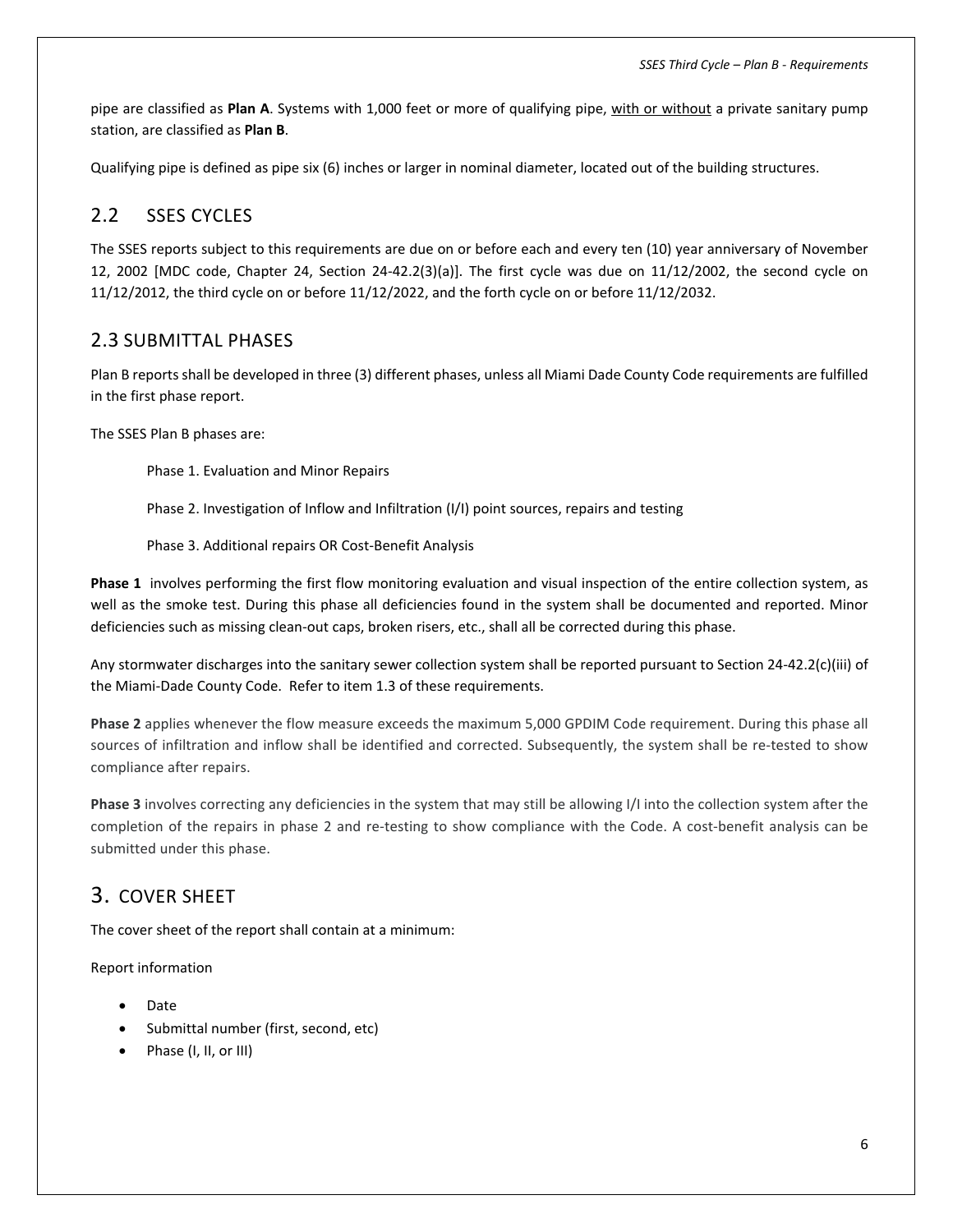pipe are classified as **Plan A**. Systems with 1,000 feet or more of qualifying pipe, with or without a private sanitary pump station, are classified as **Plan B**.

Qualifying pipe is defined as pipe six (6) inches or larger in nominal diameter, located out of the building structures.

## 2.2 SSES CYCLES

The SSES reports subject to this requirements are due on or before each and every ten (10) year anniversary of November 12, 2002 [MDC code, Chapter 24, Section 24-42.2(3)(a)]. The first cycle was due on 11/12/2002, the second cycle on 11/12/2012, the third cycle on or before 11/12/2022, and the forth cycle on or before 11/12/2032.

## 2.3 SUBMITTAL PHASES

Plan B reports shall be developed in three (3) different phases, unless all Miami Dade County Code requirements are fulfilled in the first phase report.

The SSES Plan B phases are:

Phase 1. Evaluation and Minor Repairs

Phase 2. Investigation of Inflow and Infiltration (I/I) point sources, repairs and testing

Phase 3. Additional repairs OR Cost-Benefit Analysis

**Phase 1** involves performing the first flow monitoring evaluation and visual inspection of the entire collection system, as well as the smoke test. During this phase all deficiencies found in the system shall be documented and reported. Minor deficiencies such as missing clean-out caps, broken risers, etc., shall all be corrected during this phase.

Any stormwater discharges into the sanitary sewer collection system shall be reported pursuant to Section 24-42.2(c)(iii) of the Miami-Dade County Code. Refer to item 1.3 of these requirements.

**Phase 2** applies whenever the flow measure exceeds the maximum 5,000 GPDIM Code requirement. During this phase all sources of infiltration and inflow shall be identified and corrected. Subsequently, the system shall be re-tested to show compliance after repairs.

**Phase 3** involves correcting any deficiencies in the system that may still be allowing I/I into the collection system after the completion of the repairs in phase 2 and re-testing to show compliance with the Code. A cost-benefit analysis can be submitted under this phase.

# 3. COVER SHEET

The cover sheet of the report shall contain at a minimum:

Report information

- Date
- Submittal number (first, second, etc)
- Phase (I, II, or III)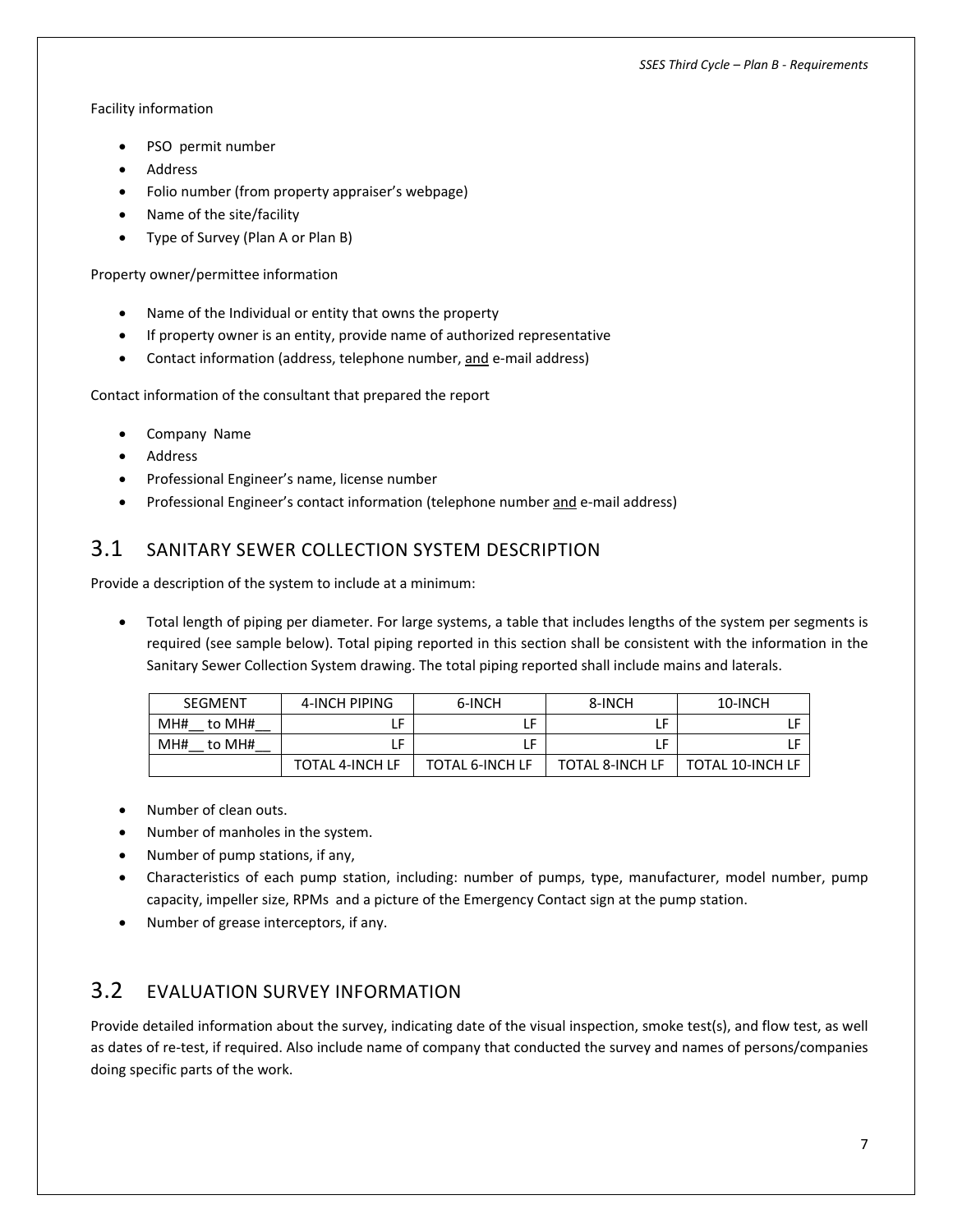Facility information

- PSO permit number
- Address
- Folio number (from property appraiser's webpage)
- Name of the site/facility
- Type of Survey (Plan A or Plan B)

Property owner/permittee information

- Name of the Individual or entity that owns the property
- If property owner is an entity, provide name of authorized representative
- Contact information (address, telephone number, <u>and</u> e-mail address)

Contact information of the consultant that prepared the report

- Company Name
- Address
- Professional Engineer's name, license number
- Professional Engineer's contact information (telephone number <u>and</u> e-mail address)

## 3.1 SANITARY SEWER COLLECTION SYSTEM DESCRIPTION

Provide a description of the system to include at a minimum:

- Total length of piping per diameter. For large systems, a table that includes lengths of the system per segments is required (see sample below). Total piping reported in this section shall be consistent with the information in the Sanitary Sewer Collection System drawing. The total piping reported shall include mains and laterals.

| SEGMENT | 4-INCH PIPING | 6-INCH | 8-INCH | 10-INCH |
|---|---|---|---|---|
| MH#__ to MH#__ | LF | LF | LF | LF |
| MH#__ to MH#__ | LF | LF | LF | LF |
| | TOTAL 4-INCH LF | TOTAL 6-INCH LF | TOTAL 8-INCH LF | TOTAL 10-INCH LF |

- Number of clean outs.
- Number of manholes in the system.
- Number of pump stations, if any,
- Characteristics of each pump station, including: number of pumps, type, manufacturer, model number, pump capacity, impeller size, RPMs and a picture of the Emergency Contact sign at the pump station.
- Number of grease interceptors, if any.

## 3.2 EVALUATION SURVEY INFORMATION

Provide detailed information about the survey, indicating date of the visual inspection, smoke test(s), and flow test, as well as dates of re-test, if required. Also include name of company that conducted the survey and names of persons/companies doing specific parts of the work.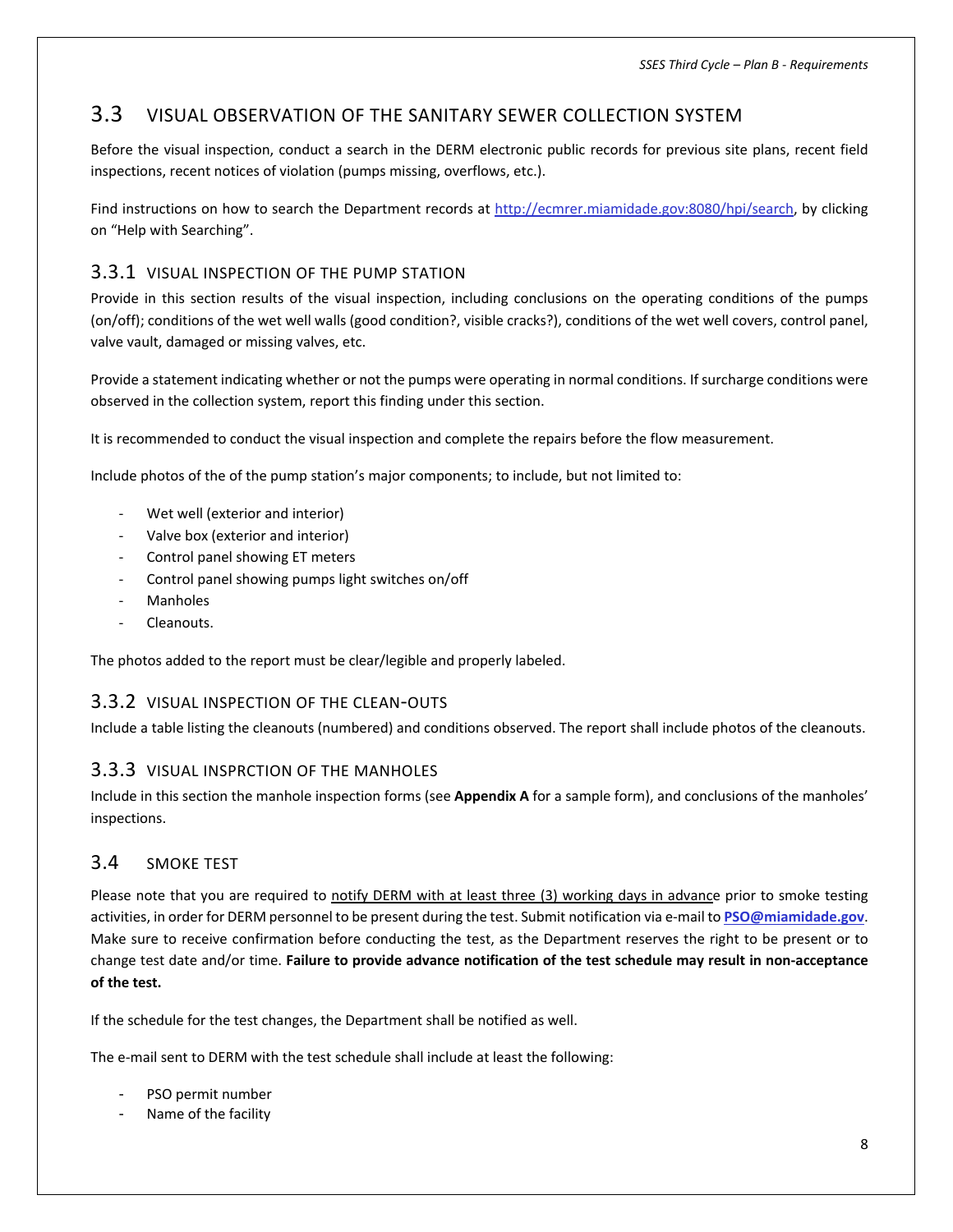## 3.3 VISUAL OBSERVATION OF THE SANITARY SEWER COLLECTION SYSTEM

Before the visual inspection, conduct a search in the DERM electronic public records for previous site plans, recent field inspections, recent notices of violation (pumps missing, overflows, etc.).

Find instructions on how to search the Department records at http://ecmrer.miamidade.gov:8080/hpi/search, by clicking on "Help with Searching".

### 3.3.1 VISUAL INSPECTION OF THE PUMP STATION

Provide in this section results of the visual inspection, including conclusions on the operating conditions of the pumps (on/off); conditions of the wet well walls (good condition?, visible cracks?), conditions of the wet well covers, control panel, valve vault, damaged or missing valves, etc.

Provide a statement indicating whether or not the pumps were operating in normal conditions. If surcharge conditions were observed in the collection system, report this finding under this section.

It is recommended to conduct the visual inspection and complete the repairs before the flow measurement.

Include photos of the of the pump station's major components; to include, but not limited to:

- Wet well (exterior and interior)
- Valve box (exterior and interior)
- Control panel showing ET meters
- Control panel showing pumps light switches on/off
- Manholes
- Cleanouts.

The photos added to the report must be clear/legible and properly labeled.

### 3.3.2 VISUAL INSPECTION OF THE CLEAN-OUTS

Include a table listing the cleanouts (numbered) and conditions observed. The report shall include photos of the cleanouts.

### 3.3.3 VISUAL INSPRCTION OF THE MANHOLES

Include in this section the manhole inspection forms (see **Appendix A** for a sample form), and conclusions of the manholes' inspections.

## 3.4 SMOKE TEST

Please note that you are required to notify DERM with at least three (3) working days in advance prior to smoke testing activities, in order for DERM personnel to be present during the test. Submit notification via e-mail to **PSO@miamidade.gov**. Make sure to receive confirmation before conducting the test, as the Department reserves the right to be present or to change test date and/or time. **Failure to provide advance notification of the test schedule may result in non-acceptance of the test.**

If the schedule for the test changes, the Department shall be notified as well.

The e-mail sent to DERM with the test schedule shall include at least the following:

- PSO permit number
- Name of the facility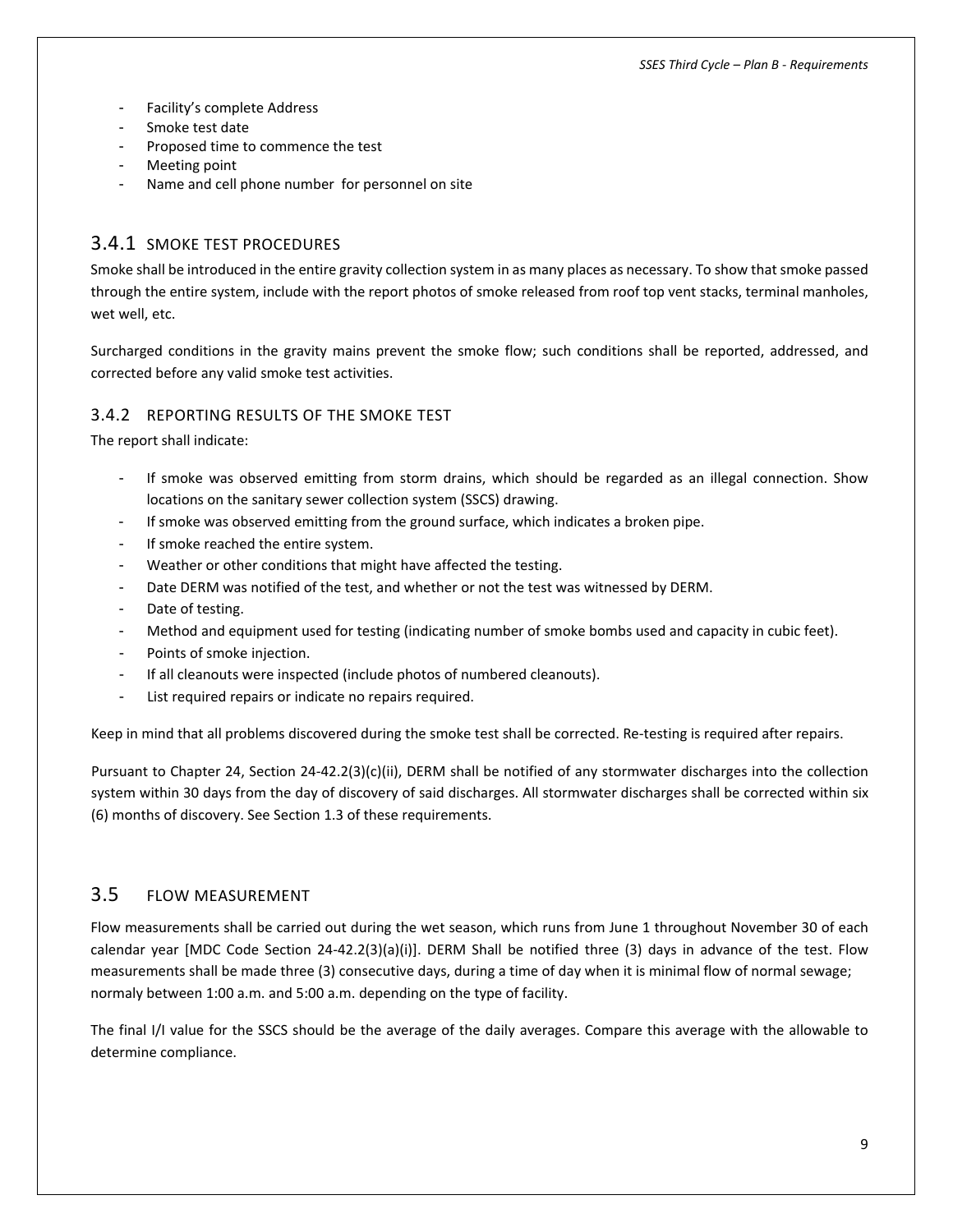- Facility's complete Address
- Smoke test date
- Proposed time to commence the test
- Meeting point
- Name and cell phone number  for personnel on site

### 3.4.1 SMOKE TEST PROCEDURES

Smoke shall be introduced in the entire gravity collection system in as many places as necessary. To show that smoke passed through the entire system, include with the report photos of smoke released from roof top vent stacks, terminal manholes, wet well, etc.

Surcharged conditions in the gravity mains prevent the smoke flow; such conditions shall be reported, addressed, and corrected before any valid smoke test activities.

### 3.4.2 REPORTING RESULTS OF THE SMOKE TEST

The report shall indicate:

- If smoke was observed emitting from storm drains, which should be regarded as an illegal connection. Show locations on the sanitary sewer collection system (SSCS) drawing.
- If smoke was observed emitting from the ground surface, which indicates a broken pipe.
- If smoke reached the entire system.
- Weather or other conditions that might have affected the testing.
- Date DERM was notified of the test, and whether or not the test was witnessed by DERM.
- Date of testing.
- Method and equipment used for testing (indicating number of smoke bombs used and capacity in cubic feet).
- Points of smoke injection.
- If all cleanouts were inspected (include photos of numbered cleanouts).
- List required repairs or indicate no repairs required.

Keep in mind that all problems discovered during the smoke test shall be corrected. Re-testing is required after repairs.

Pursuant to Chapter 24, Section 24-42.2(3)(c)(ii), DERM shall be notified of any stormwater discharges into the collection system within 30 days from the day of discovery of said discharges. All stormwater discharges shall be corrected within six (6) months of discovery. See Section 1.3 of these requirements.

## 3.5 FLOW MEASUREMENT

Flow measurements shall be carried out during the wet season, which runs from June 1 throughout November 30 of each calendar year [MDC Code Section 24-42.2(3)(a)(i)]. DERM Shall be notified three (3) days in advance of the test. Flow measurements shall be made three (3) consecutive days, during a time of day when it is minimal flow of normal sewage; normaly between 1:00 a.m. and 5:00 a.m. depending on the type of facility.

The final I/I value for the SSCS should be the average of the daily averages. Compare this average with the allowable to determine compliance.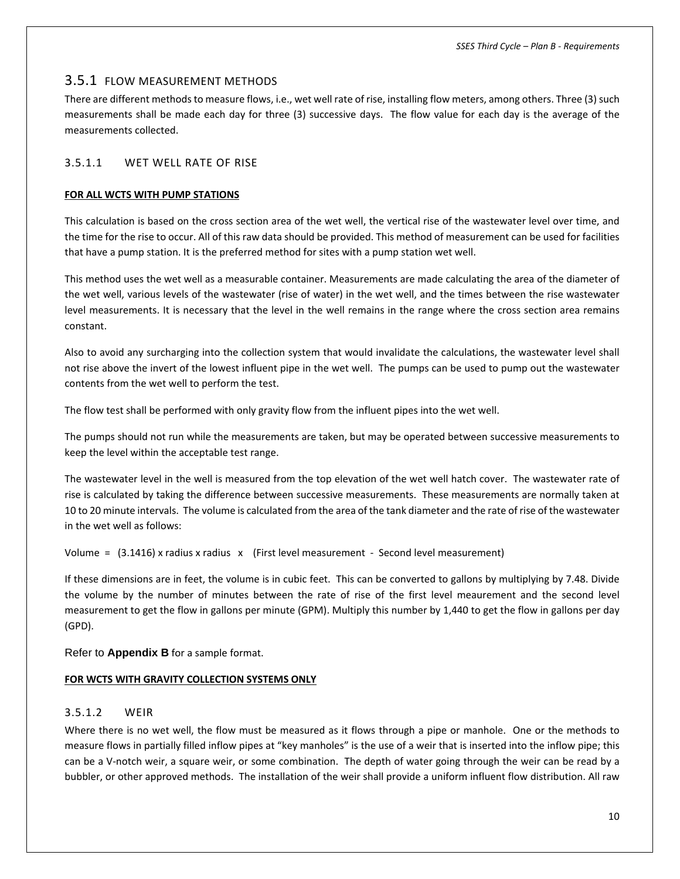## 3.5.1 FLOW MEASUREMENT METHODS

There are different methods to measure flows, i.e., wet well rate of rise, installing flow meters, among others. Three (3) such measurements shall be made each day for three (3) successive days. The flow value for each day is the average of the measurements collected.

### 3.5.1.1 WET WELL RATE OF RISE

**FOR ALL WCTS WITH PUMP STATIONS**

This calculation is based on the cross section area of the wet well, the vertical rise of the wastewater level over time, and the time for the rise to occur. All of this raw data should be provided. This method of measurement can be used for facilities that have a pump station. It is the preferred method for sites with a pump station wet well.

This method uses the wet well as a measurable container. Measurements are made calculating the area of the diameter of the wet well, various levels of the wastewater (rise of water) in the wet well, and the times between the rise wastewater level measurements. It is necessary that the level in the well remains in the range where the cross section area remains constant.

Also to avoid any surcharging into the collection system that would invalidate the calculations, the wastewater level shall not rise above the invert of the lowest influent pipe in the wet well. The pumps can be used to pump out the wastewater contents from the wet well to perform the test.

The flow test shall be performed with only gravity flow from the influent pipes into the wet well.

The pumps should not run while the measurements are taken, but may be operated between successive measurements to keep the level within the acceptable test range.

The wastewater level in the well is measured from the top elevation of the wet well hatch cover. The wastewater rate of rise is calculated by taking the difference between successive measurements. These measurements are normally taken at 10 to 20 minute intervals. The volume is calculated from the area of the tank diameter and the rate of rise of the wastewater in the wet well as follows:

Volume = (3.1416) x radius x radius x (First level measurement - Second level measurement)

If these dimensions are in feet, the volume is in cubic feet. This can be converted to gallons by multiplying by 7.48. Divide the volume by the number of minutes between the rate of rise of the first level meaurement and the second level measurement to get the flow in gallons per minute (GPM). Multiply this number by 1,440 to get the flow in gallons per day (GPD).

Refer to **Appendix B** for a sample format.

**FOR WCTS WITH GRAVITY COLLECTION SYSTEMS ONLY**

### 3.5.1.2 WEIR

Where there is no wet well, the flow must be measured as it flows through a pipe or manhole. One or the methods to measure flows in partially filled inflow pipes at "key manholes" is the use of a weir that is inserted into the inflow pipe; this can be a V-notch weir, a square weir, or some combination. The depth of water going through the weir can be read by a bubbler, or other approved methods. The installation of the weir shall provide a uniform influent flow distribution. All raw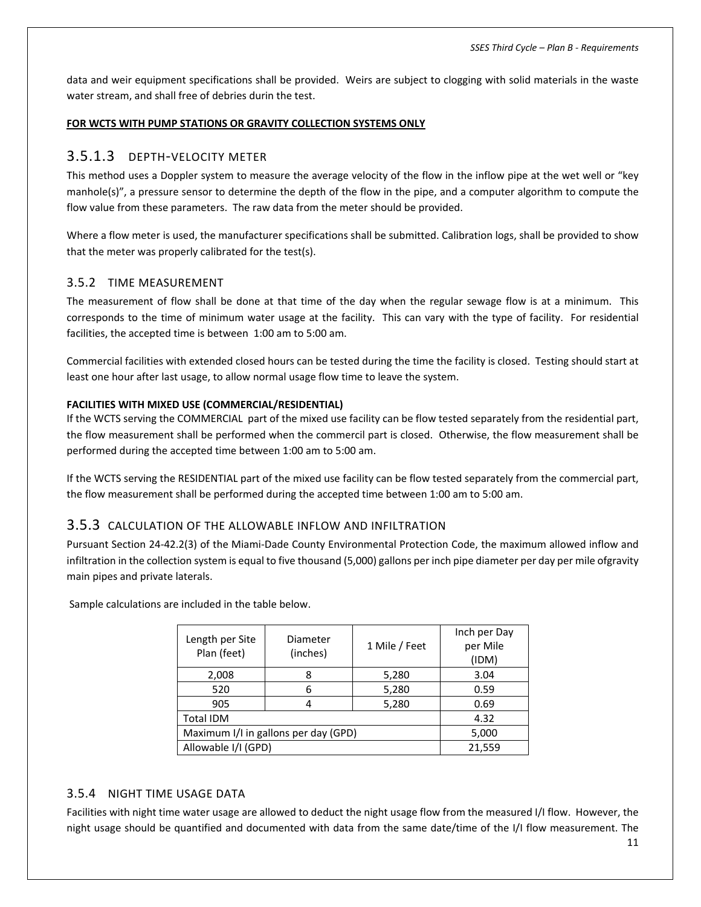data and weir equipment specifications shall be provided. Weirs are subject to clogging with solid materials in the waste water stream, and shall free of debries durin the test.

**FOR WCTS WITH PUMP STATIONS OR GRAVITY COLLECTION SYSTEMS ONLY**

#### 3.5.1.3 DEPTH-VELOCITY METER

This method uses a Doppler system to measure the average velocity of the flow in the inflow pipe at the wet well or "key manhole(s)", a pressure sensor to determine the depth of the flow in the pipe, and a computer algorithm to compute the flow value from these parameters. The raw data from the meter should be provided.

Where a flow meter is used, the manufacturer specifications shall be submitted. Calibration logs, shall be provided to show that the meter was properly calibrated for the test(s).

### 3.5.2 TIME MEASUREMENT

The measurement of flow shall be done at that time of the day when the regular sewage flow is at a minimum. This corresponds to the time of minimum water usage at the facility. This can vary with the type of facility. For residential facilities, the accepted time is between 1:00 am to 5:00 am.

Commercial facilities with extended closed hours can be tested during the time the facility is closed. Testing should start at least one hour after last usage, to allow normal usage flow time to leave the system.

**FACILITIES WITH MIXED USE (COMMERCIAL/RESIDENTIAL)**

If the WCTS serving the COMMERCIAL part of the mixed use facility can be flow tested separately from the residential part, the flow measurement shall be performed when the commercil part is closed. Otherwise, the flow measurement shall be performed during the accepted time between 1:00 am to 5:00 am.

If the WCTS serving the RESIDENTIAL part of the mixed use facility can be flow tested separately from the commercial part, the flow measurement shall be performed during the accepted time between 1:00 am to 5:00 am.

### 3.5.3 CALCULATION OF THE ALLOWABLE INFLOW AND INFILTRATION

Pursuant Section 24-42.2(3) of the Miami-Dade County Environmental Protection Code, the maximum allowed inflow and infiltration in the collection system is equal to five thousand (5,000) gallons per inch pipe diameter per day per mile ofgravity main pipes and private laterals.

Sample calculations are included in the table below.

| Length per Site Plan (feet) | Diameter (inches) | 1 Mile / Feet | Inch per Day per Mile (IDM) |
|---|---|---|---|
| 2,008 | 8 | 5,280 | 3.04 |
| 520 | 6 | 5,280 | 0.59 |
| 905 | 4 | 5,280 | 0.69 |
| Total IDM | | | 4.32 |
| Maximum I/I in gallons per day (GPD) | | | 5,000 |
| Allowable I/I (GPD) | | | 21,559 |

### 3.5.4 NIGHT TIME USAGE DATA

Facilities with night time water usage are allowed to deduct the night usage flow from the measured I/I flow. However, the night usage should be quantified and documented with data from the same date/time of the I/I flow measurement. The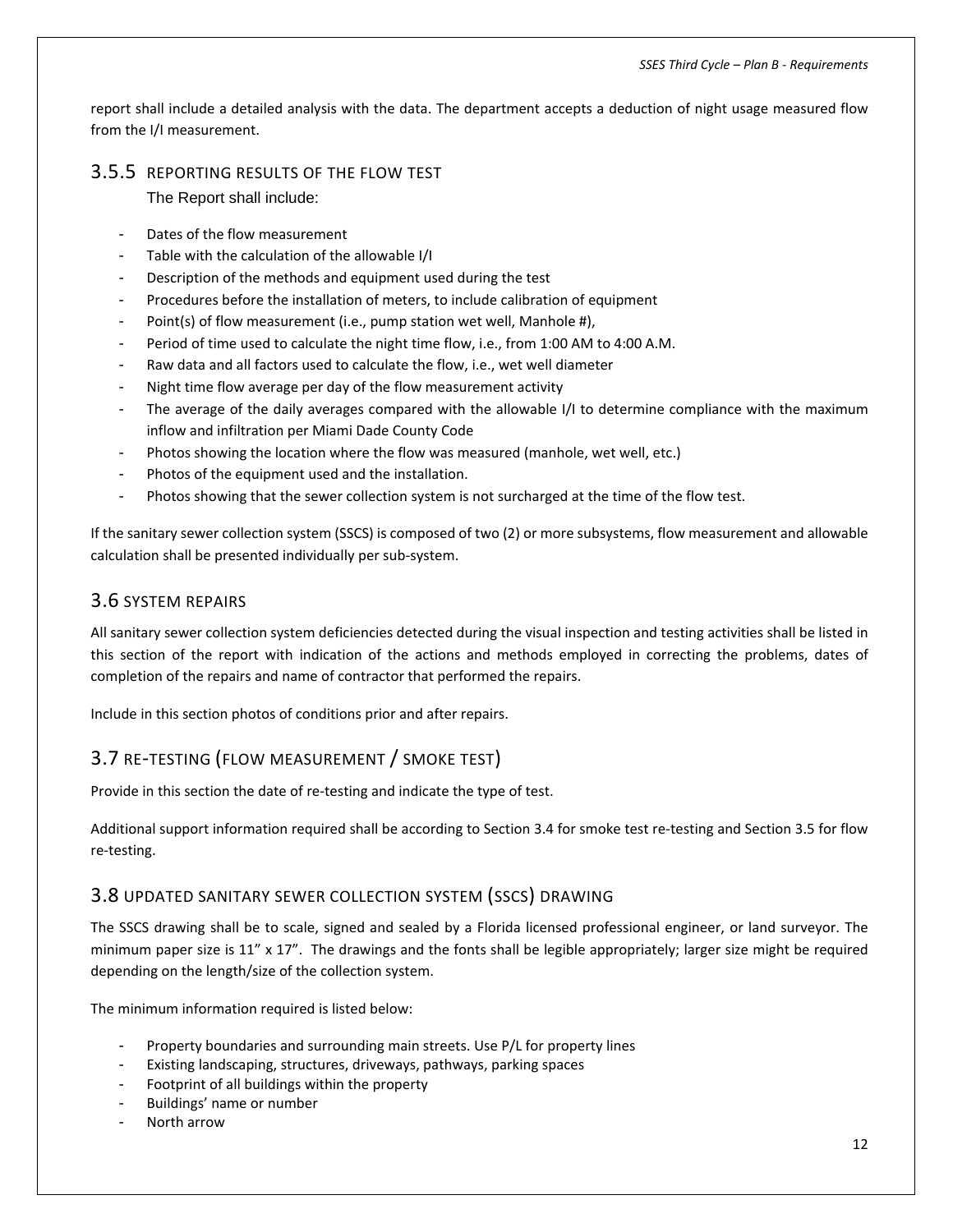report shall include a detailed analysis with the data. The department accepts a deduction of night usage measured flow from the I/I measurement.

### 3.5.5 REPORTING RESULTS OF THE FLOW TEST

The Report shall include:

- Dates of the flow measurement
- Table with the calculation of the allowable I/I
- Description of the methods and equipment used during the test
- Procedures before the installation of meters, to include calibration of equipment
- Point(s) of flow measurement (i.e., pump station wet well, Manhole #),
- Period of time used to calculate the night time flow, i.e., from 1:00 AM to 4:00 A.M.
- Raw data and all factors used to calculate the flow, i.e., wet well diameter
- Night time flow average per day of the flow measurement activity
- The average of the daily averages compared with the allowable I/I to determine compliance with the maximum inflow and infiltration per Miami Dade County Code
- Photos showing the location where the flow was measured (manhole, wet well, etc.)
- Photos of the equipment used and the installation.
- Photos showing that the sewer collection system is not surcharged at the time of the flow test.

If the sanitary sewer collection system (SSCS) is composed of two (2) or more subsystems, flow measurement and allowable calculation shall be presented individually per sub-system.

## 3.6 SYSTEM REPAIRS

All sanitary sewer collection system deficiencies detected during the visual inspection and testing activities shall be listed in this section of the report with indication of the actions and methods employed in correcting the problems, dates of completion of the repairs and name of contractor that performed the repairs.

Include in this section photos of conditions prior and after repairs.

## 3.7 RE-TESTING (FLOW MEASUREMENT / SMOKE TEST)

Provide in this section the date of re-testing and indicate the type of test.

Additional support information required shall be according to Section 3.4 for smoke test re-testing and Section 3.5 for flow re-testing.

## 3.8 UPDATED SANITARY SEWER COLLECTION SYSTEM (SSCS) DRAWING

The SSCS drawing shall be to scale, signed and sealed by a Florida licensed professional engineer, or land surveyor. The minimum paper size is 11" x 17". The drawings and the fonts shall be legible appropriately; larger size might be required depending on the length/size of the collection system.

The minimum information required is listed below:

- Property boundaries and surrounding main streets. Use P/L for property lines
- Existing landscaping, structures, driveways, pathways, parking spaces
- Footprint of all buildings within the property
- Buildings' name or number
- North arrow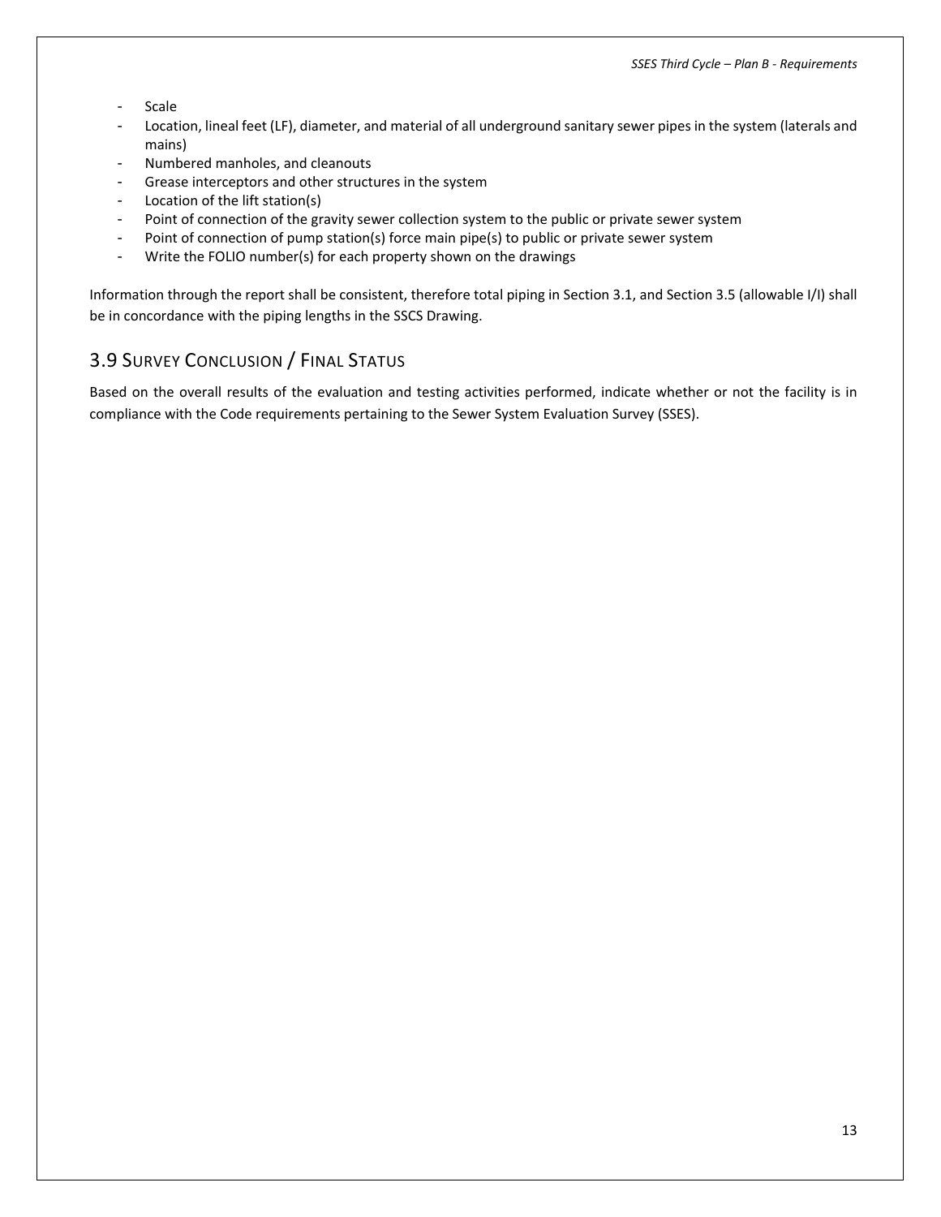- Scale
- Location, lineal feet (LF), diameter, and material of all underground sanitary sewer pipes in the system (laterals and mains)
- Numbered manholes, and cleanouts
- Grease interceptors and other structures in the system
- Location of the lift station(s)
- Point of connection of the gravity sewer collection system to the public or private sewer system
- Point of connection of pump station(s) force main pipe(s) to public or private sewer system
- Write the FOLIO number(s) for each property shown on the drawings

Information through the report shall be consistent, therefore total piping in Section 3.1, and Section 3.5 (allowable I/I) shall be in concordance with the piping lengths in the SSCS Drawing.

## 3.9 Survey Conclusion / Final Status

Based on the overall results of the evaluation and testing activities performed, indicate whether or not the facility is in compliance with the Code requirements pertaining to the Sewer System Evaluation Survey (SSES).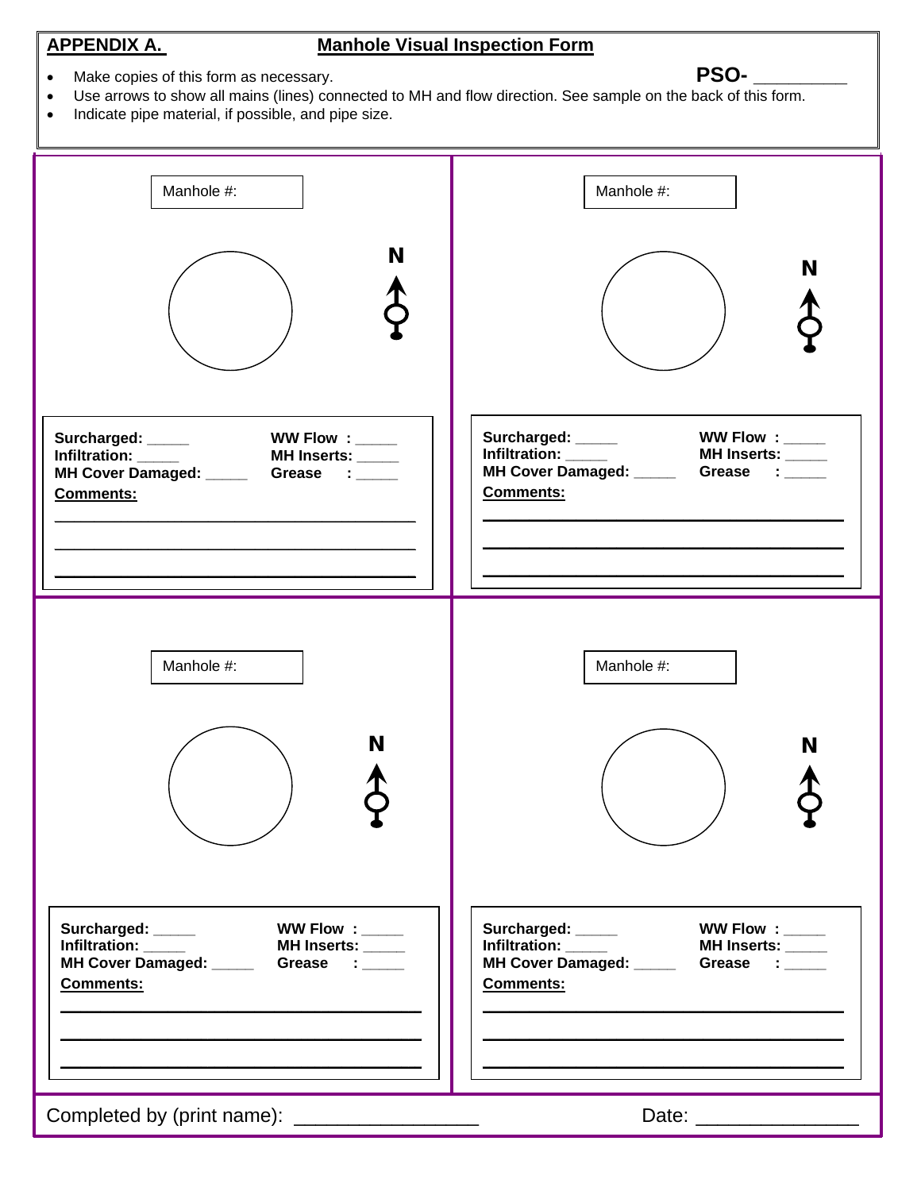**APPENDIX A.** **Manhole Visual Inspection Form**

**PSO-** _________

- Make copies of this form as necessary.
- Use arrows to show all mains (lines) connected to MH and flow direction. See sample on the back of this form.
- Indicate pipe material, if possible, and pipe size.

---

Manhole #:

N

**Surcharged:** _____ **WW Flow :** _____
**Infiltration:** _____ **MH Inserts:** _____
**MH Cover Damaged:** _____ **Grease :** _____
**Comments:**

_______________________________________

_______________________________________

_______________________________________

---

Manhole #:

N

**Surcharged:** _____ **WW Flow :** _____
**Infiltration:** _____ **MH Inserts:** _____
**MH Cover Damaged:** _____ **Grease :** _____
**Comments:**

_______________________________________

_______________________________________

_______________________________________

---

Manhole #:

N

**Surcharged:** _____ **WW Flow :** _____
**Infiltration:** _____ **MH Inserts:** _____
**MH Cover Damaged:** _____ **Grease :** _____
**Comments:**

_______________________________________

_______________________________________

_______________________________________

---

Manhole #:

N

**Surcharged:** _____ **WW Flow :** _____
**Infiltration:** _____ **MH Inserts:** _____
**MH Cover Damaged:** _____ **Grease :** _____
**Comments:**

_______________________________________

_______________________________________

_______________________________________

---

Completed by (print name): _________________ Date: _______________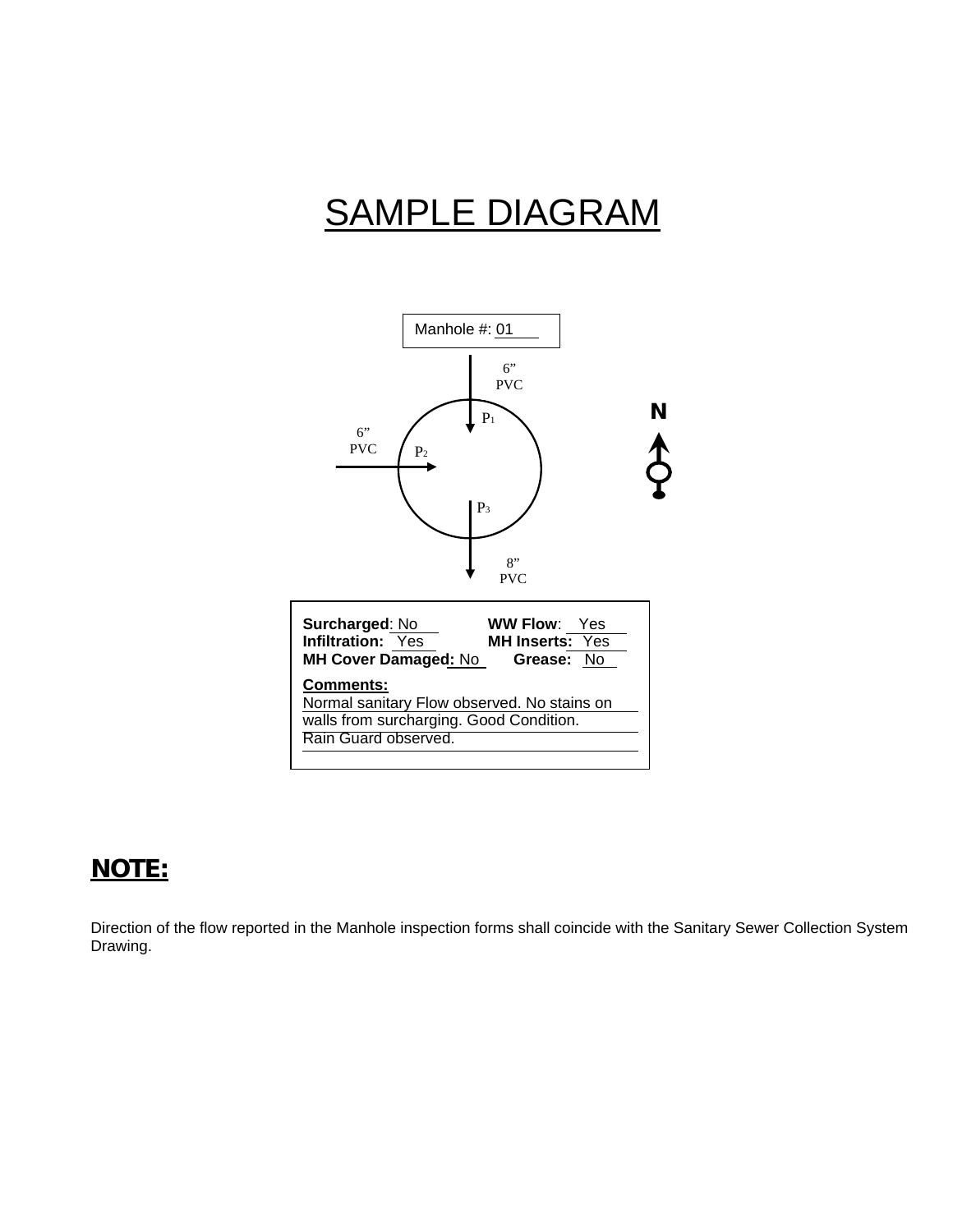# SAMPLE DIAGRAM

Manhole #: 01

6” PVC

P1

6” PVC

P2

P3

8” PVC

N

**Surcharged**: No  **WW Flow**: Yes
**Infiltration:** Yes  **MH Inserts:** Yes
**MH Cover Damaged:** No  **Grease:** No

**Comments:**
Normal sanitary Flow observed. No stains on walls from surcharging. Good Condition. Rain Guard observed.

**NOTE:**

Direction of the flow reported in the Manhole inspection forms shall coincide with the Sanitary Sewer Collection System Drawing.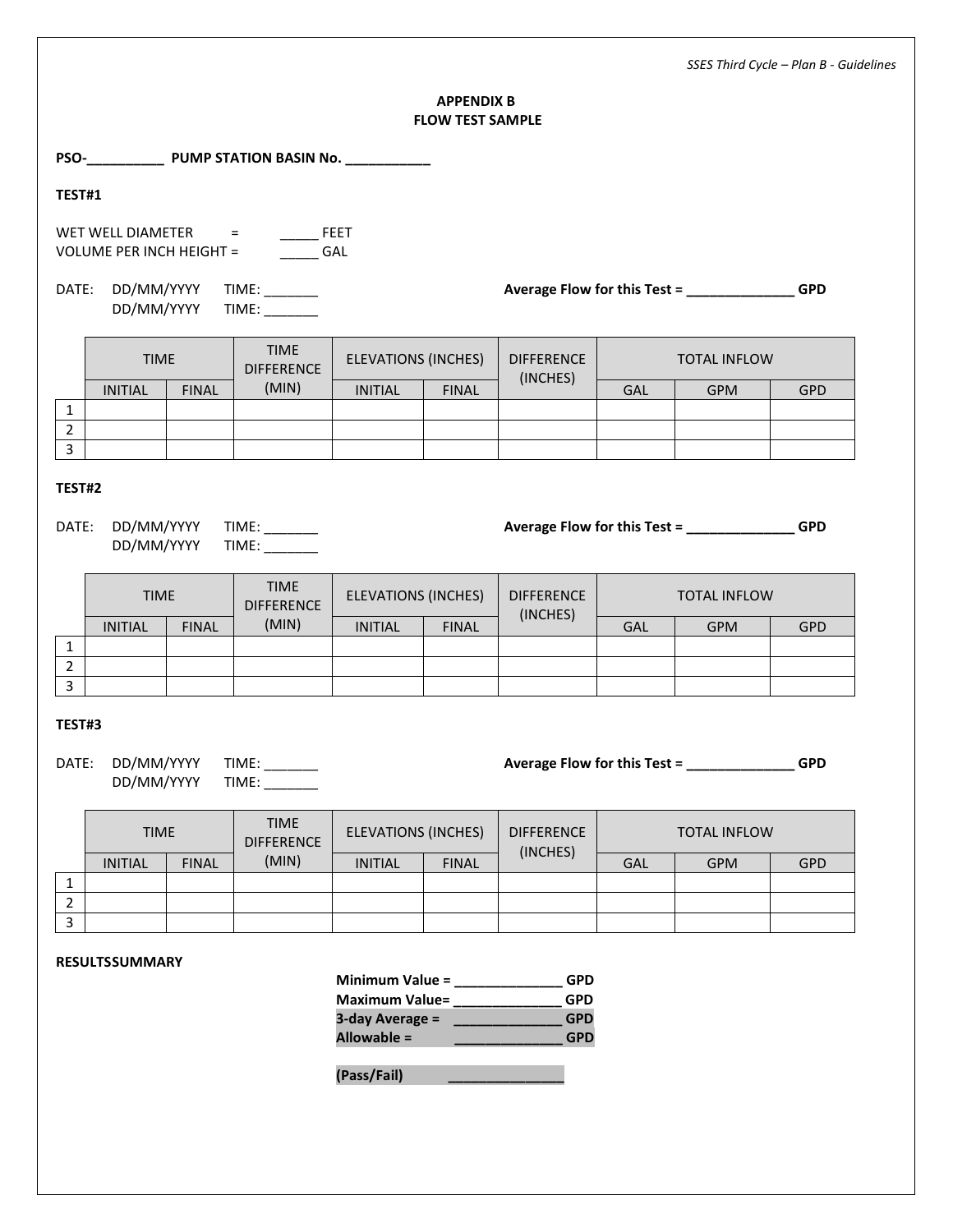**APPENDIX B**
**FLOW TEST SAMPLE**

**PSO-__________ PUMP STATION BASIN No. ___________**

**TEST#1**

WET WELL DIAMETER = _____ FEET
VOLUME PER INCH HEIGHT = _____ GAL

DATE: DD/MM/YYYY TIME: _______
DD/MM/YYYY TIME: _______

**Average Flow for this Test = ______________ GPD**

| | TIME | | TIME DIFFERENCE (MIN) | ELEVATIONS (INCHES) | | DIFFERENCE (INCHES) | TOTAL INFLOW | | |
|---|---|---|---|---|---|---|---|---|---|
| | INITIAL | FINAL | | INITIAL | FINAL | | GAL | GPM | GPD |
| 1 | | | | | | | | | |
| 2 | | | | | | | | | |
| 3 | | | | | | | | | |

**TEST#2**

DATE: DD/MM/YYYY TIME: _______
DD/MM/YYYY TIME: _______

**Average Flow for this Test = ______________ GPD**

| | TIME | | TIME DIFFERENCE (MIN) | ELEVATIONS (INCHES) | | DIFFERENCE (INCHES) | TOTAL INFLOW | | |
|---|---|---|---|---|---|---|---|---|---|
| | INITIAL | FINAL | | INITIAL | FINAL | | GAL | GPM | GPD |
| 1 | | | | | | | | | |
| 2 | | | | | | | | | |
| 3 | | | | | | | | | |

**TEST#3**

DATE: DD/MM/YYYY TIME: _______
DD/MM/YYYY TIME: _______

**Average Flow for this Test = ______________ GPD**

| | TIME | | TIME DIFFERENCE (MIN) | ELEVATIONS (INCHES) | | DIFFERENCE (INCHES) | TOTAL INFLOW | | |
|---|---|---|---|---|---|---|---|---|---|
| | INITIAL | FINAL | | INITIAL | FINAL | | GAL | GPM | GPD |
| 1 | | | | | | | | | |
| 2 | | | | | | | | | |
| 3 | | | | | | | | | |

**RESULTSSUMMARY**

**Minimum Value = ______________ GPD**
**Maximum Value= ______________ GPD**
**3-day Average = ______________ GPD**
**Allowable = ______________ GPD**

**(Pass/Fail) _______________**